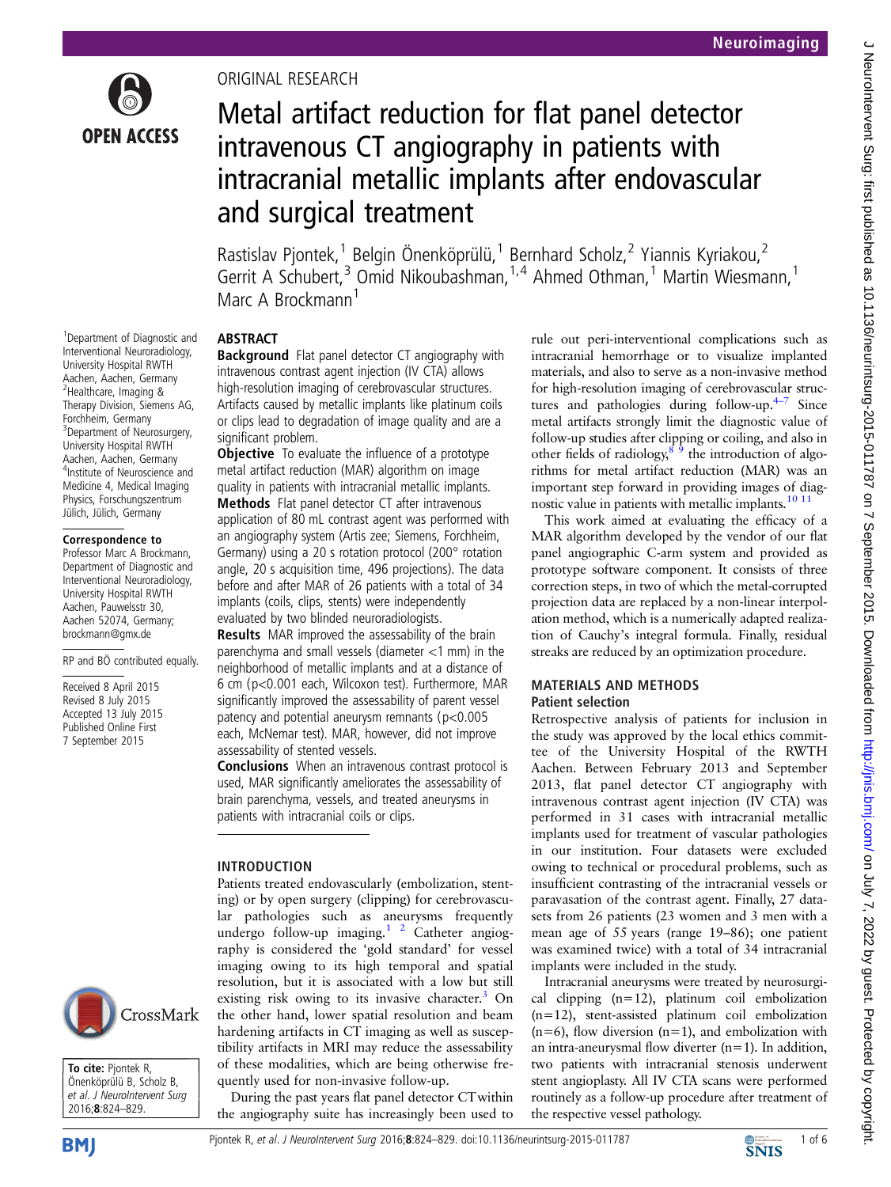ORIGINAL RESEARCH

# Metal artifact reduction for flat panel detector intravenous CT angiography in patients with intracranial metallic implants after endovascular and surgical treatment

Rastislav Pjontek,[1] Belgin Önenköprülü,[1] Bernhard Scholz,[2] Yiannis Kyriakou,[2] Gerrit A Schubert,[3] Omid Nikoubashman,[1,4] Ahmed Othman,[1] Martin Wiesmann,[1] Marc A Brockmann[1]

[1]Department of Diagnostic and Interventional Neuroradiology, University Hospital RWTH Aachen, Aachen, Germany
[2]Healthcare, Imaging & Therapy Division, Siemens AG, Forchheim, Germany
[3]Department of Neurosurgery, University Hospital RWTH Aachen, Aachen, Germany
[4]Institute of Neuroscience and Medicine 4, Medical Imaging Physics, Forschungszentrum Jülich, Jülich, Germany

**Correspondence to**
Professor Marc A Brockmann, Department of Diagnostic and Interventional Neuroradiology, University Hospital RWTH Aachen, Pauwelsstr 30, Aachen 52074, Germany; brockmann@gmx.de

RP and BÖ contributed equally.

Received 8 April 2015
Revised 8 July 2015
Accepted 13 July 2015
Published Online First 7 September 2015

**To cite:** Pjontek R, Önenköprülü B, Scholz B, *et al*. *J NeuroIntervent Surg* 2016;**8**:824–829.

## ABSTRACT

**Background** Flat panel detector CT angiography with intravenous contrast agent injection (IV CTA) allows high-resolution imaging of cerebrovascular structures. Artifacts caused by metallic implants like platinum coils or clips lead to degradation of image quality and are a significant problem.

**Objective** To evaluate the influence of a prototype metal artifact reduction (MAR) algorithm on image quality in patients with intracranial metallic implants.

**Methods** Flat panel detector CT after intravenous application of 80 mL contrast agent was performed with an angiography system (Artis zee; Siemens, Forchheim, Germany) using a 20 s rotation protocol (200° rotation angle, 20 s acquisition time, 496 projections). The data before and after MAR of 26 patients with a total of 34 implants (coils, clips, stents) were independently evaluated by two blinded neuroradiologists.

**Results** MAR improved the assessability of the brain parenchyma and small vessels (diameter <1 mm) in the neighborhood of metallic implants and at a distance of 6 cm (p<0.001 each, Wilcoxon test). Furthermore, MAR significantly improved the assessability of parent vessel patency and potential aneurysm remnants (p<0.005 each, McNemar test). MAR, however, did not improve assessability of stented vessels.

**Conclusions** When an intravenous contrast protocol is used, MAR significantly ameliorates the assessability of brain parenchyma, vessels, and treated aneurysms in patients with intracranial coils or clips.

## INTRODUCTION

Patients treated endovascularly (embolization, stenting) or by open surgery (clipping) for cerebrovascular pathologies such as aneurysms frequently undergo follow-up imaging.[1 2] Catheter angiography is considered the 'gold standard' for vessel imaging owing to its high temporal and spatial resolution, but it is associated with a low but still existing risk owing to its invasive character.[3] On the other hand, lower spatial resolution and beam hardening artifacts in CT imaging as well as susceptibility artifacts in MRI may reduce the assessability of these modalities, which are being otherwise frequently used for non-invasive follow-up.

During the past years flat panel detector CT within the angiography suite has increasingly been used to rule out peri-interventional complications such as intracranial hemorrhage or to visualize implanted materials, and also to serve as a non-invasive method for high-resolution imaging of cerebrovascular structures and pathologies during follow-up.[4–7] Since metal artifacts strongly limit the diagnostic value of follow-up studies after clipping or coiling, and also in other fields of radiology,[8 9] the introduction of algorithms for metal artifact reduction (MAR) was an important step forward in providing images of diagnostic value in patients with metallic implants.[10 11]

This work aimed at evaluating the efficacy of a MAR algorithm developed by the vendor of our flat panel angiographic C-arm system and provided as prototype software component. It consists of three correction steps, in two of which the metal-corrupted projection data are replaced by a non-linear interpolation method, which is a numerically adapted realization of Cauchy's integral formula. Finally, residual streaks are reduced by an optimization procedure.

## MATERIALS AND METHODS

### Patient selection

Retrospective analysis of patients for inclusion in the study was approved by the local ethics committee of the University Hospital of the RWTH Aachen. Between February 2013 and September 2013, flat panel detector CT angiography with intravenous contrast agent injection (IV CTA) was performed in 31 cases with intracranial metallic implants used for treatment of vascular pathologies in our institution. Four datasets were excluded owing to technical or procedural problems, such as insufficient contrasting of the intracranial vessels or paravasation of the contrast agent. Finally, 27 datasets from 26 patients (23 women and 3 men with a mean age of 55 years (range 19–86); one patient was examined twice) with a total of 34 intracranial implants were included in the study.

Intracranial aneurysms were treated by neurosurgical clipping (n=12), platinum coil embolization (n=12), stent-assisted platinum coil embolization (n=6), flow diversion (n=1), and embolization with an intra-aneurysmal flow diverter (n=1). In addition, two patients with intracranial stenosis underwent stent angioplasty. All IV CTA scans were performed routinely as a follow-up procedure after treatment of the respective vessel pathology.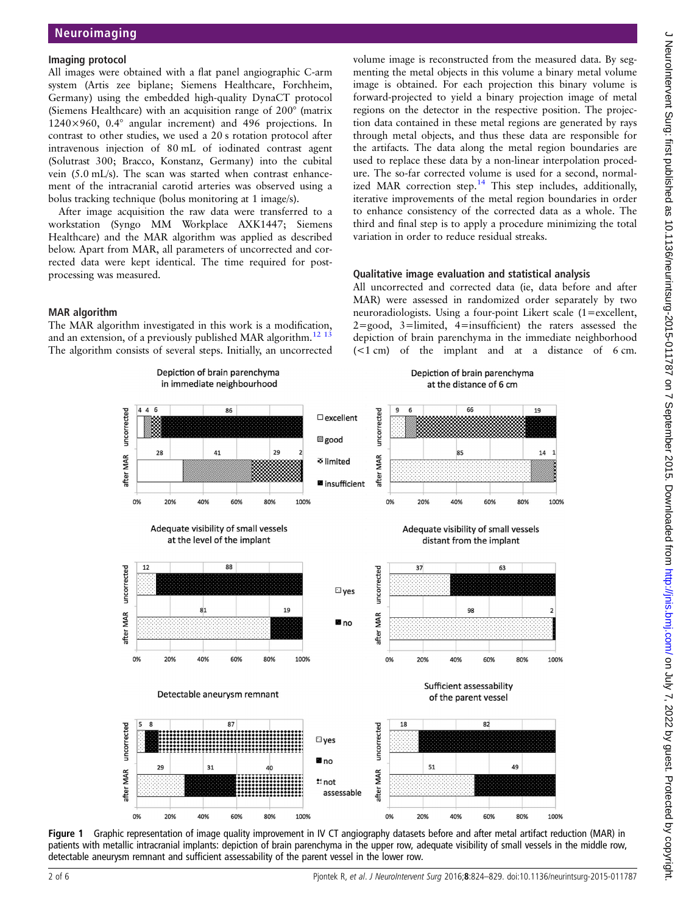## Imaging protocol

All images were obtained with a flat panel angiographic C-arm system (Artis zee biplane; Siemens Healthcare, Forchheim, Germany) using the embedded high-quality DynaCT protocol (Siemens Healthcare) with an acquisition range of 200° (matrix 1240×960, 0.4° angular increment) and 496 projections. In contrast to other studies, we used a 20 s rotation protocol after intravenous injection of 80 mL of iodinated contrast agent (Solutrast 300; Bracco, Konstanz, Germany) into the cubital vein (5.0 mL/s). The scan was started when contrast enhancement of the intracranial carotid arteries was observed using a bolus tracking technique (bolus monitoring at 1 image/s).

After image acquisition the raw data were transferred to a workstation (Syngo MM Workplace AXK1447; Siemens Healthcare) and the MAR algorithm was applied as described below. Apart from MAR, all parameters of uncorrected and corrected data were kept identical. The time required for post-processing was measured.

## MAR algorithm

The MAR algorithm investigated in this work is a modification, and an extension, of a previously published MAR algorithm.[12,13] The algorithm consists of several steps. Initially, an uncorrected volume image is reconstructed from the measured data. By segmenting the metal objects in this volume a binary metal volume image is obtained. For each projection this binary volume is forward-projected to yield a binary projection image of metal regions on the detector in the respective position. The projection data contained in these metal regions are generated by rays through metal objects, and thus these data are responsible for the artifacts. The data along the metal region boundaries are used to replace these data by a non-linear interpolation procedure. The so-far corrected volume is used for a second, normalized MAR correction step.[14] This step includes, additionally, iterative improvements of the metal region boundaries in order to enhance consistency of the corrected data as a whole. The third and final step is to apply a procedure minimizing the total variation in order to reduce residual streaks.

## Qualitative image evaluation and statistical analysis

All uncorrected and corrected data (ie, data before and after MAR) were assessed in randomized order separately by two neuroradiologists. Using a four-point Likert scale (1=excellent, 2=good, 3=limited, 4=insufficient) the raters assessed the depiction of brain parenchyma in the immediate neighborhood (<1 cm) of the implant and at a distance of 6 cm.

**Figure 1** Graphic representation of image quality improvement in IV CT angiography datasets before and after metal artifact reduction (MAR) in patients with metallic intracranial implants: depiction of brain parenchyma in the upper row, adequate visibility of small vessels in the middle row, detectable aneurysm remnant and sufficient assessability of the parent vessel in the lower row.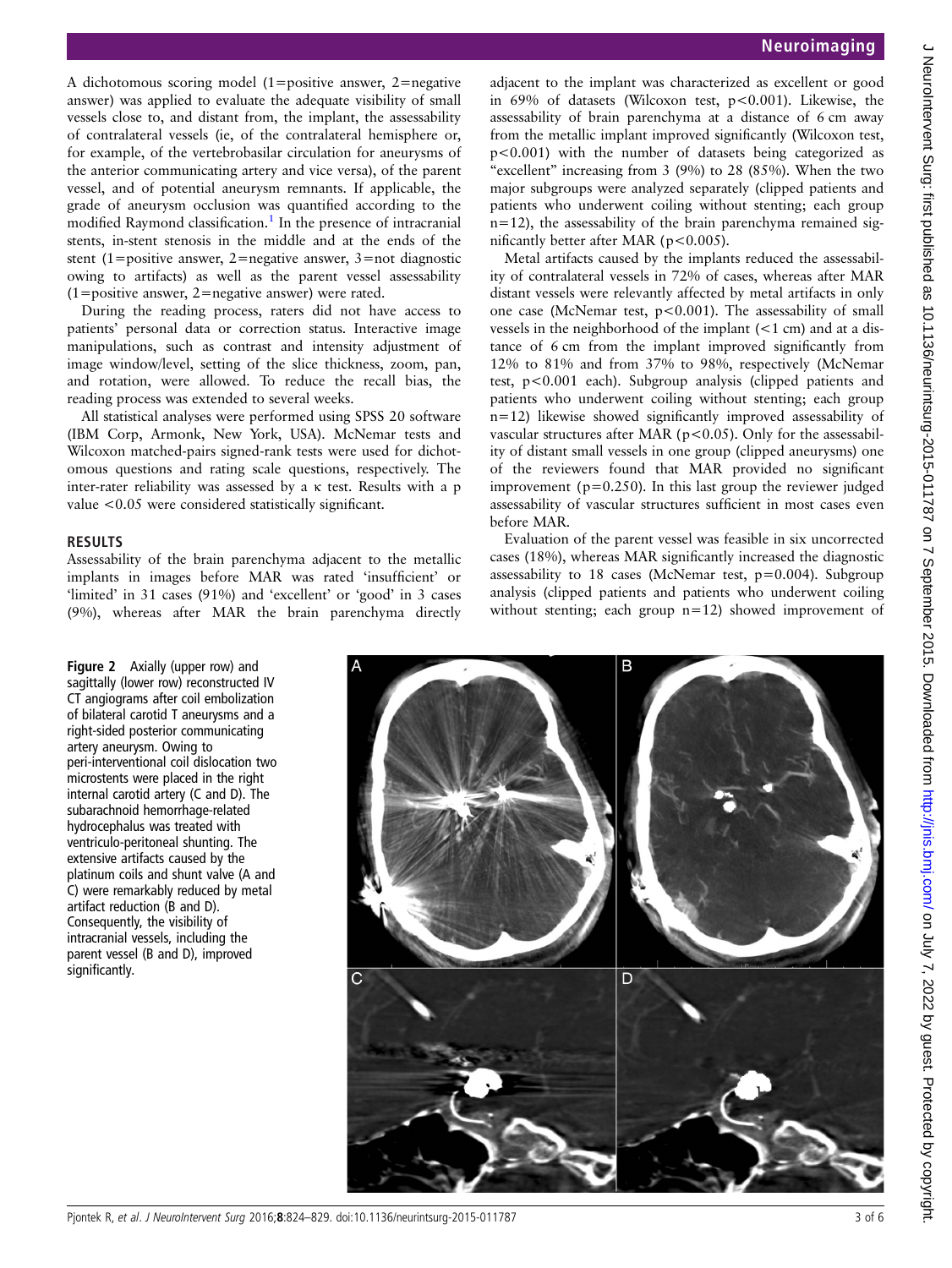A dichotomous scoring model (1=positive answer, 2=negative answer) was applied to evaluate the adequate visibility of small vessels close to, and distant from, the implant, the assessability of contralateral vessels (ie, of the contralateral hemisphere or, for example, of the vertebrobasilar circulation for aneurysms of the anterior communicating artery and vice versa), of the parent vessel, and of potential aneurysm remnants. If applicable, the grade of aneurysm occlusion was quantified according to the modified Raymond classification.[1] In the presence of intracranial stents, in-stent stenosis in the middle and at the ends of the stent (1=positive answer, 2=negative answer, 3=not diagnostic owing to artifacts) as well as the parent vessel assessability (1=positive answer, 2=negative answer) were rated.

During the reading process, raters did not have access to patients' personal data or correction status. Interactive image manipulations, such as contrast and intensity adjustment of image window/level, setting of the slice thickness, zoom, pan, and rotation, were allowed. To reduce the recall bias, the reading process was extended to several weeks.

All statistical analyses were performed using SPSS 20 software (IBM Corp, Armonk, New York, USA). McNemar tests and Wilcoxon matched-pairs signed-rank tests were used for dichotomous questions and rating scale questions, respectively. The inter-rater reliability was assessed by a κ test. Results with a p value <0.05 were considered statistically significant.

## RESULTS

Assessability of the brain parenchyma adjacent to the metallic implants in images before MAR was rated 'insufficient' or 'limited' in 31 cases (91%) and 'excellent' or 'good' in 3 cases (9%), whereas after MAR the brain parenchyma directly adjacent to the implant was characterized as excellent or good in 69% of datasets (Wilcoxon test, p<0.001). Likewise, the assessability of brain parenchyma at a distance of 6 cm away from the metallic implant improved significantly (Wilcoxon test, p<0.001) with the number of datasets being categorized as "excellent" increasing from 3 (9%) to 28 (85%). When the two major subgroups were analyzed separately (clipped patients and patients who underwent coiling without stenting; each group n=12), the assessability of the brain parenchyma remained significantly better after MAR (p<0.005).

Metal artifacts caused by the implants reduced the assessability of contralateral vessels in 72% of cases, whereas after MAR distant vessels were relevantly affected by metal artifacts in only one case (McNemar test, p<0.001). The assessability of small vessels in the neighborhood of the implant (<1 cm) and at a distance of 6 cm from the implant improved significantly from 12% to 81% and from 37% to 98%, respectively (McNemar test, p<0.001 each). Subgroup analysis (clipped patients and patients who underwent coiling without stenting; each group n=12) likewise showed significantly improved assessability of vascular structures after MAR (p<0.05). Only for the assessability of distant small vessels in one group (clipped aneurysms) one of the reviewers found that MAR provided no significant improvement (p=0.250). In this last group the reviewer judged assessability of vascular structures sufficient in most cases even before MAR.

Evaluation of the parent vessel was feasible in six uncorrected cases (18%), whereas MAR significantly increased the diagnostic assessability to 18 cases (McNemar test, p=0.004). Subgroup analysis (clipped patients and patients who underwent coiling without stenting; each group n=12) showed improvement of

**Figure 2** Axially (upper row) and sagittally (lower row) reconstructed IV CT angiograms after coil embolization of bilateral carotid T aneurysms and a right-sided posterior communicating artery aneurysm. Owing to peri-interventional coil dislocation two microstents were placed in the right internal carotid artery (C and D). The subarachnoid hemorrhage-related hydrocephalus was treated with ventriculo-peritoneal shunting. The extensive artifacts caused by the platinum coils and shunt valve (A and C) were remarkably reduced by metal artifact reduction (B and D). Consequently, the visibility of intracranial vessels, including the parent vessel (B and D), improved significantly.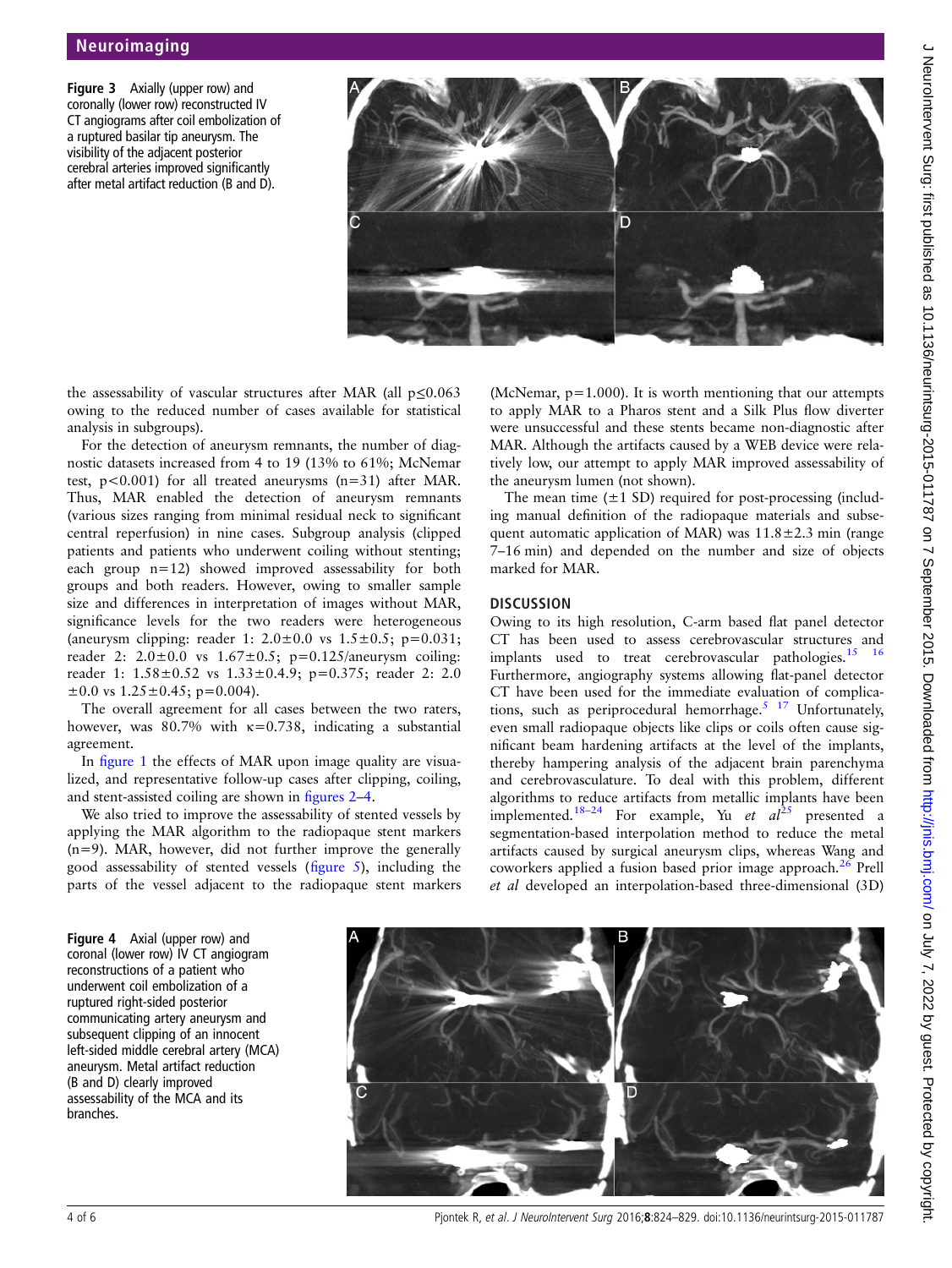**Figure 3** Axially (upper row) and coronally (lower row) reconstructed IV CT angiograms after coil embolization of a ruptured basilar tip aneurysm. The visibility of the adjacent posterior cerebral arteries improved significantly after metal artifact reduction (B and D).

the assessability of vascular structures after MAR (all p≤0.063 owing to the reduced number of cases available for statistical analysis in subgroups).

For the detection of aneurysm remnants, the number of diagnostic datasets increased from 4 to 19 (13% to 61%; McNemar test, p<0.001) for all treated aneurysms (n=31) after MAR. Thus, MAR enabled the detection of aneurysm remnants (various sizes ranging from minimal residual neck to significant central reperfusion) in nine cases. Subgroup analysis (clipped patients and patients who underwent coiling without stenting; each group n=12) showed improved assessability for both groups and both readers. However, owing to smaller sample size and differences in interpretation of images without MAR, significance levels for the two readers were heterogeneous (aneurysm clipping: reader 1: 2.0±0.0 vs 1.5±0.5; p=0.031; reader 2: 2.0±0.0 vs 1.67±0.5; p=0.125/aneurysm coiling: reader 1: 1.58±0.52 vs 1.33±0.4.9; p=0.375; reader 2: 2.0 ±0.0 vs 1.25±0.45; p=0.004).

The overall agreement for all cases between the two raters, however, was 80.7% with κ=0.738, indicating a substantial agreement.

In figure 1 the effects of MAR upon image quality are visualized, and representative follow-up cases after clipping, coiling, and stent-assisted coiling are shown in figures 2–4.

We also tried to improve the assessability of stented vessels by applying the MAR algorithm to the radiopaque stent markers (n=9). MAR, however, did not further improve the generally good assessability of stented vessels (figure 5), including the parts of the vessel adjacent to the radiopaque stent markers (McNemar, p=1.000). It is worth mentioning that our attempts to apply MAR to a Pharos stent and a Silk Plus flow diverter were unsuccessful and these stents became non-diagnostic after MAR. Although the artifacts caused by a WEB device were relatively low, our attempt to apply MAR improved assessability of the aneurysm lumen (not shown).

The mean time (±1 SD) required for post-processing (including manual definition of the radiopaque materials and subsequent automatic application of MAR) was 11.8±2.3 min (range 7–16 min) and depended on the number and size of objects marked for MAR.

## DISCUSSION

Owing to its high resolution, C-arm based flat panel detector CT has been used to assess cerebrovascular structures and implants used to treat cerebrovascular pathologies.[15 16] Furthermore, angiography systems allowing flat-panel detector CT have been used for the immediate evaluation of complications, such as periprocedural hemorrhage.[5 17] Unfortunately, even small radiopaque objects like clips or coils often cause significant beam hardening artifacts at the level of the implants, thereby hampering analysis of the adjacent brain parenchyma and cerebrovasculature. To deal with this problem, different algorithms to reduce artifacts from metallic implants have been implemented.[18–24] For example, Yu *et al*[25] presented a segmentation-based interpolation method to reduce the metal artifacts caused by surgical aneurysm clips, whereas Wang and coworkers applied a fusion based prior image approach.[26] Prell *et al* developed an interpolation-based three-dimensional (3D)

**Figure 4** Axial (upper row) and coronal (lower row) IV CT angiogram reconstructions of a patient who underwent coil embolization of a ruptured right-sided posterior communicating artery aneurysm and subsequent clipping of an innocent left-sided middle cerebral artery (MCA) aneurysm. Metal artifact reduction (B and D) clearly improved assessability of the MCA and its branches.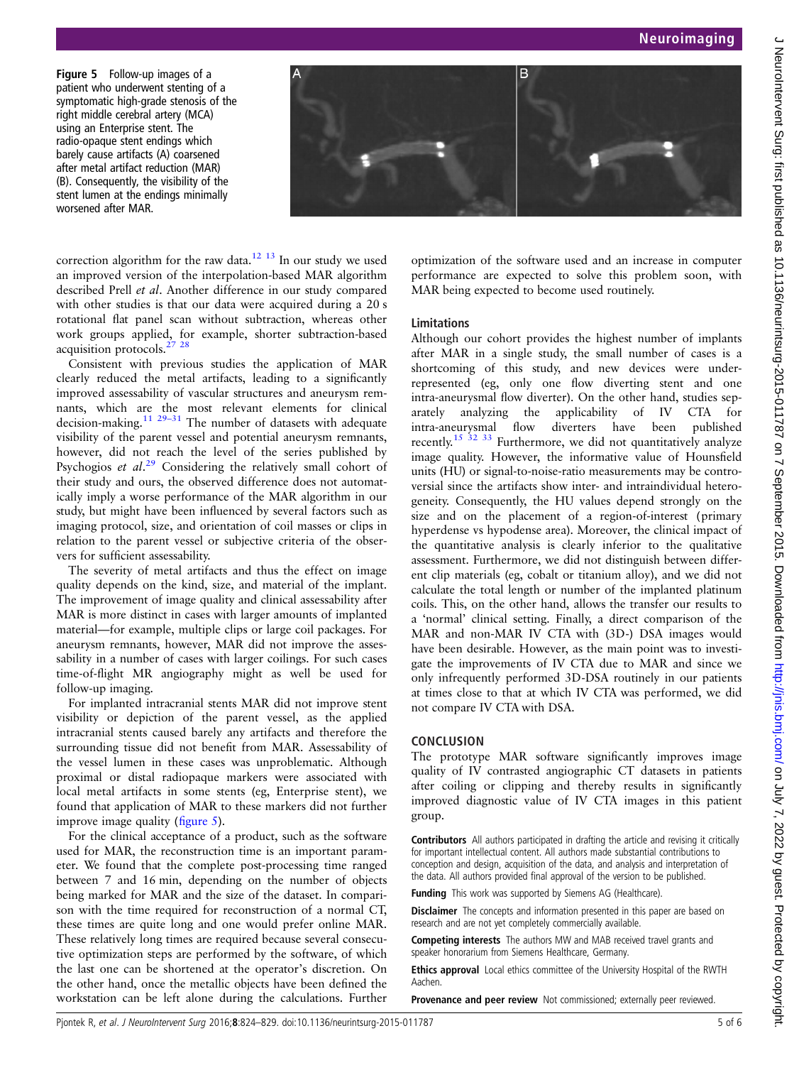Figure 5 Follow-up images of a patient who underwent stenting of a symptomatic high-grade stenosis of the right middle cerebral artery (MCA) using an Enterprise stent. The radio-opaque stent endings which barely cause artifacts (A) coarsened after metal artifact reduction (MAR) (B). Consequently, the visibility of the stent lumen at the endings minimally worsened after MAR.

correction algorithm for the raw data.[12 13] In our study we used an improved version of the interpolation-based MAR algorithm described Prell *et al*. Another difference in our study compared with other studies is that our data were acquired during a 20 s rotational flat panel scan without subtraction, whereas other work groups applied, for example, shorter subtraction-based acquisition protocols.[27 28]

Consistent with previous studies the application of MAR clearly reduced the metal artifacts, leading to a significantly improved assessability of vascular structures and aneurysm remnants, which are the most relevant elements for clinical decision-making.[11 29–31] The number of datasets with adequate visibility of the parent vessel and potential aneurysm remnants, however, did not reach the level of the series published by Psychogios *et al*.[29] Considering the relatively small cohort of their study and ours, the observed difference does not automatically imply a worse performance of the MAR algorithm in our study, but might have been influenced by several factors such as imaging protocol, size, and orientation of coil masses or clips in relation to the parent vessel or subjective criteria of the observers for sufficient assessability.

The severity of metal artifacts and thus the effect on image quality depends on the kind, size, and material of the implant. The improvement of image quality and clinical assessability after MAR is more distinct in cases with larger amounts of implanted material—for example, multiple clips or large coil packages. For aneurysm remnants, however, MAR did not improve the assessability in a number of cases with larger coilings. For such cases time-of-flight MR angiography might as well be used for follow-up imaging.

For implanted intracranial stents MAR did not improve stent visibility or depiction of the parent vessel, as the applied intracranial stents caused barely any artifacts and therefore the surrounding tissue did not benefit from MAR. Assessability of the vessel lumen in these cases was unproblematic. Although proximal or distal radiopaque markers were associated with local metal artifacts in some stents (eg, Enterprise stent), we found that application of MAR to these markers did not further improve image quality (figure 5).

For the clinical acceptance of a product, such as the software used for MAR, the reconstruction time is an important parameter. We found that the complete post-processing time ranged between 7 and 16 min, depending on the number of objects being marked for MAR and the size of the dataset. In comparison with the time required for reconstruction of a normal CT, these times are quite long and one would prefer online MAR. These relatively long times are required because several consecutive optimization steps are performed by the software, of which the last one can be shortened at the operator's discretion. On the other hand, once the metallic objects have been defined the workstation can be left alone during the calculations. Further optimization of the software used and an increase in computer performance are expected to solve this problem soon, with MAR being expected to become used routinely.

## Limitations

Although our cohort provides the highest number of implants after MAR in a single study, the small number of cases is a shortcoming of this study, and new devices were underrepresented (eg, only one flow diverting stent and one intra-aneurysmal flow diverter). On the other hand, studies separately analyzing the applicability of IV CTA for intra-aneurysmal flow diverters have been published recently.[15 32 33] Furthermore, we did not quantitatively analyze image quality. However, the informative value of Hounsfield units (HU) or signal-to-noise-ratio measurements may be controversial since the artifacts show inter- and intraindividual heterogeneity. Consequently, the HU values depend strongly on the size and on the placement of a region-of-interest (primary hyperdense vs hypodense area). Moreover, the clinical impact of the quantitative analysis is clearly inferior to the qualitative assessment. Furthermore, we did not distinguish between different clip materials (eg, cobalt or titanium alloy), and we did not calculate the total length or number of the implanted platinum coils. This, on the other hand, allows the transfer our results to a 'normal' clinical setting. Finally, a direct comparison of the MAR and non-MAR IV CTA with (3D-) DSA images would have been desirable. However, as the main point was to investigate the improvements of IV CTA due to MAR and since we only infrequently performed 3D-DSA routinely in our patients at times close to that at which IV CTA was performed, we did not compare IV CTA with DSA.

## CONCLUSION

The prototype MAR software significantly improves image quality of IV contrasted angiographic CT datasets in patients after coiling or clipping and thereby results in significantly improved diagnostic value of IV CTA images in this patient group.

**Contributors** All authors participated in drafting the article and revising it critically for important intellectual content. All authors made substantial contributions to conception and design, acquisition of the data, and analysis and interpretation of the data. All authors provided final approval of the version to be published.

**Funding** This work was supported by Siemens AG (Healthcare).

**Disclaimer** The concepts and information presented in this paper are based on research and are not yet completely commercially available.

**Competing interests** The authors MW and MAB received travel grants and speaker honorarium from Siemens Healthcare, Germany.

**Ethics approval** Local ethics committee of the University Hospital of the RWTH Aachen.

**Provenance and peer review** Not commissioned; externally peer reviewed.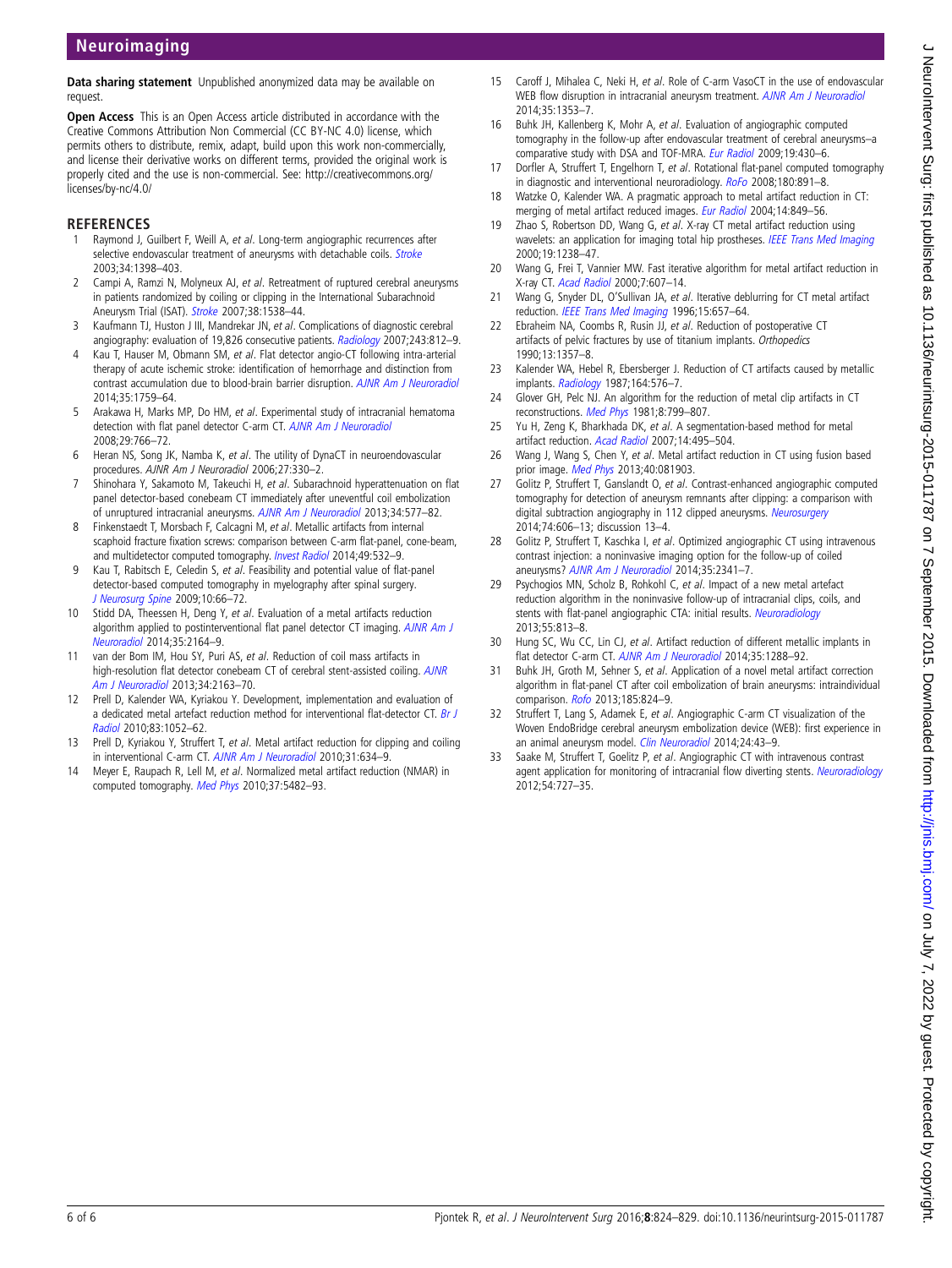**Data sharing statement** Unpublished anonymized data may be available on request.

**Open Access** This is an Open Access article distributed in accordance with the Creative Commons Attribution Non Commercial (CC BY-NC 4.0) license, which permits others to distribute, remix, adapt, build upon this work non-commercially, and license their derivative works on different terms, provided the original work is properly cited and the use is non-commercial. See: http://creativecommons.org/licenses/by-nc/4.0/

## REFERENCES

1. Raymond J, Guilbert F, Weill A, *et al*. Long-term angiographic recurrences after selective endovascular treatment of aneurysms with detachable coils. *Stroke* 2003;34:1398–403.
2. Campi A, Ramzi N, Molyneux AJ, *et al*. Retreatment of ruptured cerebral aneurysms in patients randomized by coiling or clipping in the International Subarachnoid Aneurysm Trial (ISAT). *Stroke* 2007;38:1538–44.
3. Kaufmann TJ, Huston J III, Mandrekar JN, *et al*. Complications of diagnostic cerebral angiography: evaluation of 19,826 consecutive patients. *Radiology* 2007;243:812–9.
4. Kau T, Hauser M, Obmann SM, *et al*. Flat detector angio-CT following intra-arterial therapy of acute ischemic stroke: identification of hemorrhage and distinction from contrast accumulation due to blood-brain barrier disruption. *AJNR Am J Neuroradiol* 2014;35:1759–64.
5. Arakawa H, Marks MP, Do HM, *et al*. Experimental study of intracranial hematoma detection with flat panel detector C-arm CT. *AJNR Am J Neuroradiol* 2008;29:766–72.
6. Heran NS, Song JK, Namba K, *et al*. The utility of DynaCT in neuroendovascular procedures. AJNR Am J Neuroradiol 2006;27:330–2.
7. Shinohara Y, Sakamoto M, Takeuchi H, *et al*. Subarachnoid hyperattenuation on flat panel detector-based conebeam CT immediately after uneventful coil embolization of unruptured intracranial aneurysms. *AJNR Am J Neuroradiol* 2013;34:577–82.
8. Finkenstaedt T, Morsbach F, Calcagni M, *et al*. Metallic artifacts from internal scaphoid fracture fixation screws: comparison between C-arm flat-panel, cone-beam, and multidetector computed tomography. *Invest Radiol* 2014;49:532–9.
9. Kau T, Rabitsch E, Celedin S, *et al*. Feasibility and potential value of flat-panel detector-based computed tomography in myelography after spinal surgery. *J Neurosurg Spine* 2009;10:66–72.
10. Stidd DA, Theessen H, Deng Y, *et al*. Evaluation of a metal artifacts reduction algorithm applied to postinterventional flat panel detector CT imaging. *AJNR Am J Neuroradiol* 2014;35:2164–9.
11. van der Bom IM, Hou SY, Puri AS, *et al*. Reduction of coil mass artifacts in high-resolution flat detector conebeam CT of cerebral stent-assisted coiling. *AJNR Am J Neuroradiol* 2013;34:2163–70.
12. Prell D, Kalender WA, Kyriakou Y. Development, implementation and evaluation of a dedicated metal artefact reduction method for interventional flat-detector CT. *Br J Radiol* 2010;83:1052–62.
13. Prell D, Kyriakou Y, Struffert T, *et al*. Metal artifact reduction for clipping and coiling in interventional C-arm CT. *AJNR Am J Neuroradiol* 2010;31:634–9.
14. Meyer E, Raupach R, Lell M, *et al*. Normalized metal artifact reduction (NMAR) in computed tomography. *Med Phys* 2010;37:5482–93.
15. Caroff J, Mihalea C, Neki H, *et al*. Role of C-arm VasoCT in the use of endovascular WEB flow disruption in intracranial aneurysm treatment. *AJNR Am J Neuroradiol* 2014;35:1353–7.
16. Buhk JH, Kallenberg K, Mohr A, *et al*. Evaluation of angiographic computed tomography in the follow-up after endovascular treatment of cerebral aneurysms—a comparative study with DSA and TOF-MRA. *Eur Radiol* 2009;19:430–6.
17. Dorfler A, Struffert T, Engelhorn T, *et al*. Rotational flat-panel computed tomography in diagnostic and interventional neuroradiology. *RoFo* 2008;180:891–8.
18. Watzke O, Kalender WA. A pragmatic approach to metal artifact reduction in CT: merging of metal artifact reduced images. *Eur Radiol* 2004;14:849–56.
19. Zhao S, Robertson DD, Wang G, *et al*. X-ray CT metal artifact reduction using wavelets: an application for imaging total hip prostheses. *IEEE Trans Med Imaging* 2000;19:1238–47.
20. Wang G, Frei T, Vannier MW. Fast iterative algorithm for metal artifact reduction in X-ray CT. *Acad Radiol* 2000;7:607–14.
21. Wang G, Snyder DL, O'Sullivan JA, *et al*. Iterative deblurring for CT metal artifact reduction. *IEEE Trans Med Imaging* 1996;15:657–64.
22. Ebraheim NA, Coombs R, Rusin JJ, *et al*. Reduction of postoperative CT artifacts of pelvic fractures by use of titanium implants. *Orthopedics* 1990;13:1357–8.
23. Kalender WA, Hebel R, Ebersberger J. Reduction of CT artifacts caused by metallic implants. *Radiology* 1987;164:576–7.
24. Glover GH, Pelc NJ. An algorithm for the reduction of metal clip artifacts in CT reconstructions. *Med Phys* 1981;8:799–807.
25. Yu H, Zeng K, Bharkhada DK, *et al*. A segmentation-based method for metal artifact reduction. *Acad Radiol* 2007;14:495–504.
26. Wang J, Wang S, Chen Y, *et al*. Metal artifact reduction in CT using fusion based prior image. *Med Phys* 2013;40:081903.
27. Golitz P, Struffert T, Ganslandt O, *et al*. Contrast-enhanced angiographic computed tomography for detection of aneurysm remnants after clipping: a comparison with digital subtraction angiography in 112 clipped aneurysms. *Neurosurgery* 2014;74:606–13; discussion 13–4.
28. Golitz P, Struffert T, Kaschka I, *et al*. Optimized angiographic CT using intravenous contrast injection: a noninvasive imaging option for the follow-up of coiled aneurysms? *AJNR Am J Neuroradiol* 2014;35:2341–7.
29. Psychogios MN, Scholz B, Rohkohl C, *et al*. Impact of a new metal artefact reduction algorithm in the noninvasive follow-up of intracranial clips, coils, and stents with flat-panel angiographic CTA: initial results. *Neuroradiology* 2013;55:813–8.
30. Hung SC, Wu CC, Lin CJ, *et al*. Artifact reduction of different metallic implants in flat detector C-arm CT. *AJNR Am J Neuroradiol* 2014;35:1288–92.
31. Buhk JH, Groth M, Sehner S, *et al*. Application of a novel metal artifact correction algorithm in flat-panel CT after coil embolization of brain aneurysms: intraindividual comparison. *Rofo* 2013;185:824–9.
32. Struffert T, Lang S, Adamek E, *et al*. Angiographic C-arm CT visualization of the Woven EndoBridge cerebral aneurysm embolization device (WEB): first experience in an animal aneurysm model. *Clin Neuroradiol* 2014;24:43–9.
33. Saake M, Struffert T, Goelitz P, *et al*. Angiographic CT with intravenous contrast agent application for monitoring of intracranial flow diverting stents. *Neuroradiology* 2012;54:727–35.